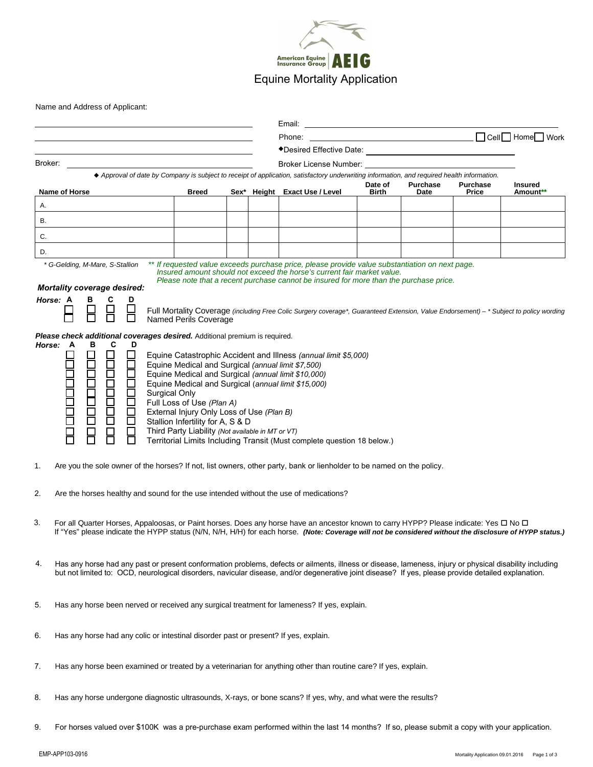American Equine Insurance Group **AEIG**

# Equine Mortality Application

Name and Address of Applicant:

______________________________

______________________________

______________________________

Email: ______________________________

Phone: ______________________________ ☐ Cell ☐ Home ☐ Work

◆Desired Effective Date: ______________________________

Broker: ______________________________

Broker License Number: ______________________________

*◆ Approval of date by Company is subject to receipt of application, satisfactory underwriting information, and required health information.*

| Name of Horse | Breed | Sex* | Height | Exact Use / Level | Date of Birth | Purchase Date | Purchase Price | Insured Amount** |
|---|---|---|---|---|---|---|---|---|
| A. | | | | | | | | |
| B. | | | | | | | | |
| C. | | | | | | | | |
| D. | | | | | | | | |

*\* G-Gelding, M-Mare, S-Stallion*

*\*\* If requested value exceeds purchase price, please provide value substantiation on next page. Insured amount should not exceed the horse's current fair market value. Please note that a recent purchase cannot be insured for more than the purchase price.*

***Mortality coverage desired:***

| Horse: A | B | C | D | |
|---|---|---|---|---|
| ☐ | ☐ | ☐ | ☐ | Full Mortality Coverage *(including Free Colic Surgery coverage\*, Guaranteed Extension, Value Endorsement) – \* Subject to policy wording* |
| ☐ | ☐ | ☐ | ☐ | Named Perils Coverage |

***Please check additional coverages desired.*** Additional premium is required.

| Horse: A | B | C | D | |
|---|---|---|---|---|
| ☐ | ☐ | ☐ | ☐ | Equine Catastrophic Accident and Illness *(annual limit $5,000)* |
| ☐ | ☐ | ☐ | ☐ | Equine Medical and Surgical *(annual limit $7,500)* |
| ☐ | ☐ | ☐ | ☐ | Equine Medical and Surgical *(annual limit $10,000)* |
| ☐ | ☐ | ☐ | ☐ | Equine Medical and Surgical (*annual limit $15,000)* |
| ☐ | ☐ | ☐ | ☐ | Surgical Only |
| ☐ | ☐ | ☐ | ☐ | Full Loss of Use *(Plan A)* |
| ☐ | ☐ | ☐ | ☐ | External Injury Only Loss of Use *(Plan B)* |
| ☐ | ☐ | ☐ | ☐ | Stallion Infertility for A, S & D |
| ☐ | ☐ | ☐ | ☐ | Third Party Liability *(Not available in MT or VT)* |
| ☐ | ☐ | ☐ | ☐ | Territorial Limits Including Transit (Must complete question 18 below.) |

1. Are you the sole owner of the horses? If not, list owners, other party, bank or lienholder to be named on the policy.

2. Are the horses healthy and sound for the use intended without the use of medications?

3. For all Quarter Horses, Appaloosas, or Paint horses. Does any horse have an ancestor known to carry HYPP? Please indicate: Yes ☐ No ☐
   If "Yes" please indicate the HYPP status (N/N, N/H, H/H) for each horse. ***(Note: Coverage will not be considered without the disclosure of HYPP status.)***

4. Has any horse had any past or present conformation problems, defects or ailments, illness or disease, lameness, injury or physical disability including but not limited to: OCD, neurological disorders, navicular disease, and/or degenerative joint disease? If yes, please provide detailed explanation.

5. Has any horse been nerved or received any surgical treatment for lameness? If yes, explain.

6. Has any horse had any colic or intestinal disorder past or present? If yes, explain.

7. Has any horse been examined or treated by a veterinarian for anything other than routine care? If yes, explain.

8. Has any horse undergone diagnostic ultrasounds, X-rays, or bone scans? If yes, why, and what were the results?

9. For horses valued over $100K was a pre-purchase exam performed within the last 14 months? If so, please submit a copy with your application.

EMP-APP103-0916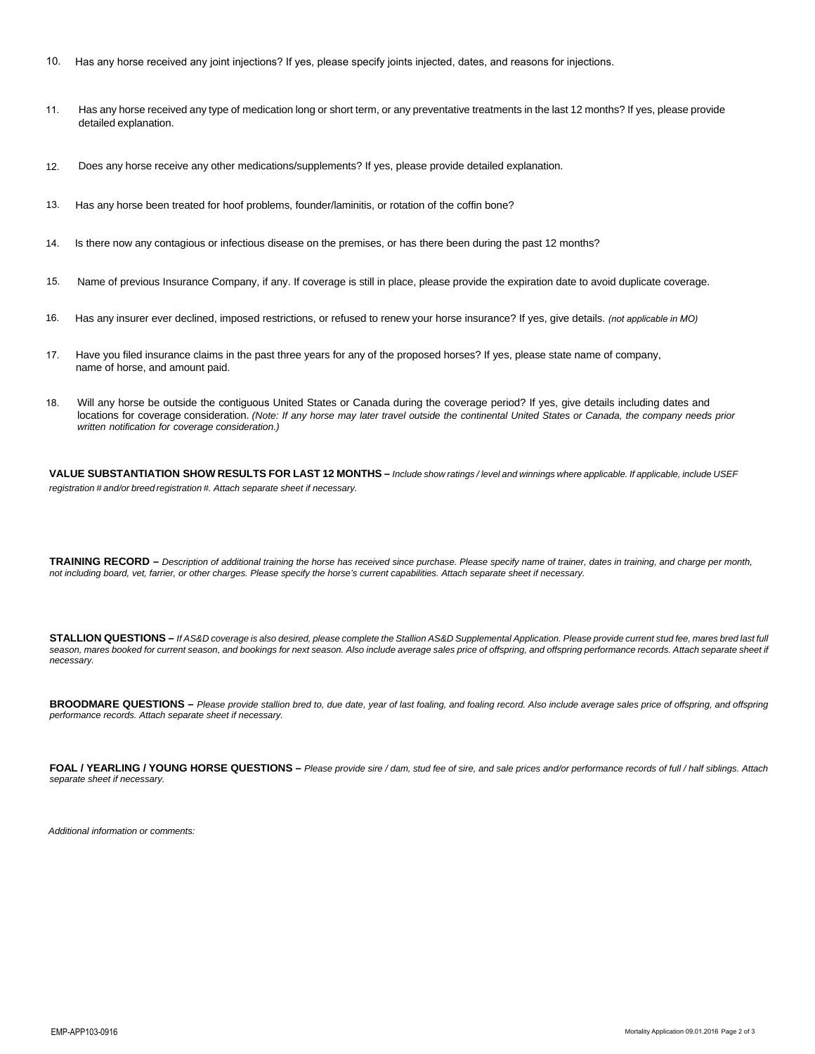10. Has any horse received any joint injections? If yes, please specify joints injected, dates, and reasons for injections.

11. Has any horse received any type of medication long or short term, or any preventative treatments in the last 12 months? If yes, please provide detailed explanation.

12. Does any horse receive any other medications/supplements? If yes, please provide detailed explanation.

13. Has any horse been treated for hoof problems, founder/laminitis, or rotation of the coffin bone?

14. Is there now any contagious or infectious disease on the premises, or has there been during the past 12 months?

15. Name of previous Insurance Company, if any. If coverage is still in place, please provide the expiration date to avoid duplicate coverage.

16. Has any insurer ever declined, imposed restrictions, or refused to renew your horse insurance? If yes, give details. *(not applicable in MO)*

17. Have you filed insurance claims in the past three years for any of the proposed horses? If yes, please state name of company, name of horse, and amount paid.

18. Will any horse be outside the contiguous United States or Canada during the coverage period? If yes, give details including dates and locations for coverage consideration. *(Note: If any horse may later travel outside the continental United States or Canada, the company needs prior written notification for coverage consideration.)*

**VALUE SUBSTANTIATION SHOW RESULTS FOR LAST 12 MONTHS –** *Include show ratings / level and winnings where applicable. If applicable, include USEF registration # and/or breed registration #. Attach separate sheet if necessary.*

**TRAINING RECORD –** *Description of additional training the horse has received since purchase. Please specify name of trainer, dates in training, and charge per month, not including board, vet, farrier, or other charges. Please specify the horse's current capabilities. Attach separate sheet if necessary.*

**STALLION QUESTIONS –** *If AS&D coverage is also desired, please complete the Stallion AS&D Supplemental Application. Please provide current stud fee, mares bred last full season, mares booked for current season, and bookings for next season. Also include average sales price of offspring, and offspring performance records. Attach separate sheet if necessary.*

**BROODMARE QUESTIONS –** *Please provide stallion bred to, due date, year of last foaling, and foaling record. Also include average sales price of offspring, and offspring performance records. Attach separate sheet if necessary.*

**FOAL / YEARLING / YOUNG HORSE QUESTIONS –** *Please provide sire / dam, stud fee of sire, and sale prices and/or performance records of full / half siblings. Attach separate sheet if necessary.*

*Additional information or comments:*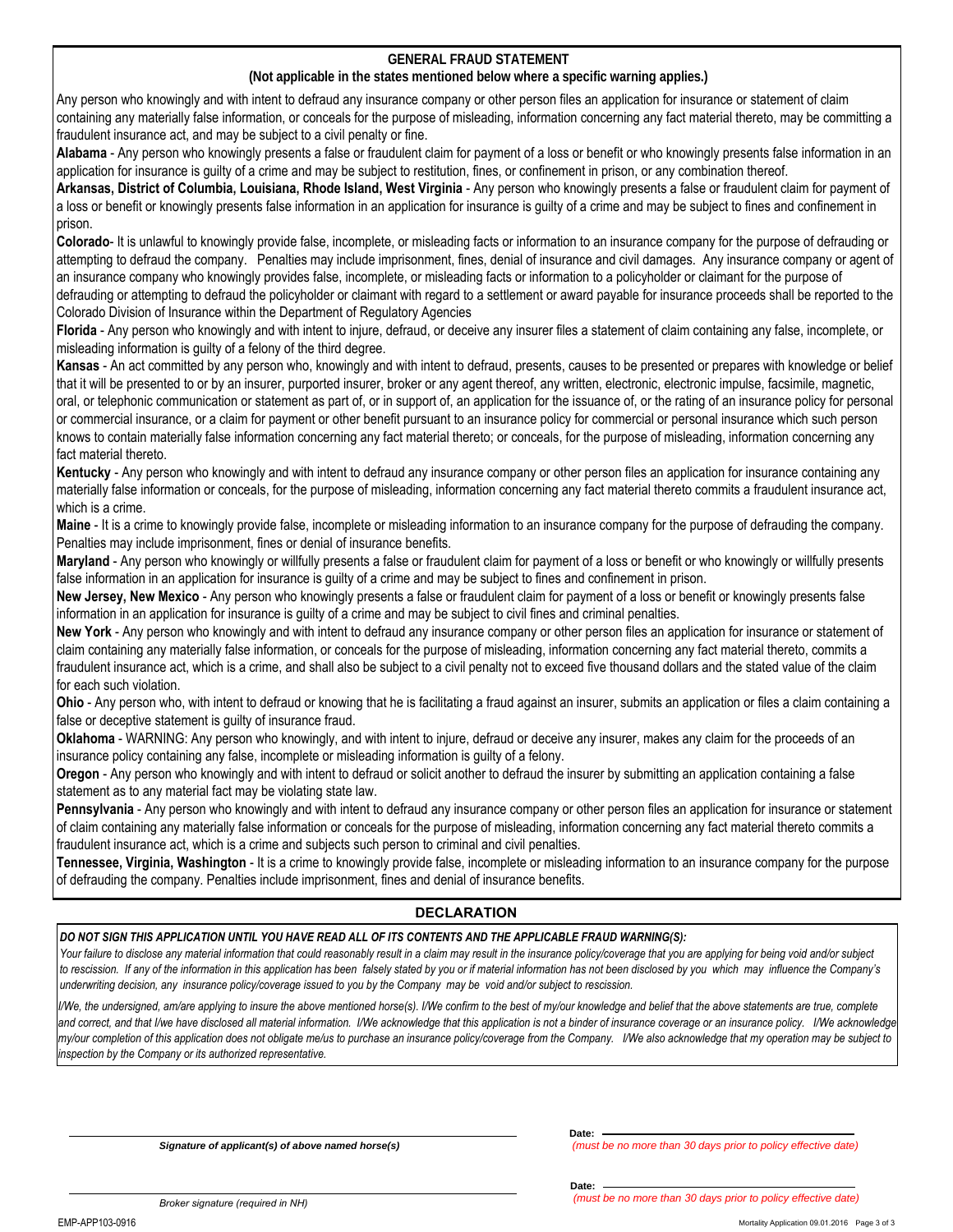## GENERAL FRAUD STATEMENT

**(Not applicable in the states mentioned below where a specific warning applies.)**

Any person who knowingly and with intent to defraud any insurance company or other person files an application for insurance or statement of claim containing any materially false information, or conceals for the purpose of misleading, information concerning any fact material thereto, may be committing a fraudulent insurance act, and may be subject to a civil penalty or fine.

**Alabama** - Any person who knowingly presents a false or fraudulent claim for payment of a loss or benefit or who knowingly presents false information in an application for insurance is guilty of a crime and may be subject to restitution, fines, or confinement in prison, or any combination thereof.

**Arkansas, District of Columbia, Louisiana, Rhode Island, West Virginia** - Any person who knowingly presents a false or fraudulent claim for payment of a loss or benefit or knowingly presents false information in an application for insurance is guilty of a crime and may be subject to fines and confinement in prison.

**Colorado**- It is unlawful to knowingly provide false, incomplete, or misleading facts or information to an insurance company for the purpose of defrauding or attempting to defraud the company. Penalties may include imprisonment, fines, denial of insurance and civil damages. Any insurance company or agent of an insurance company who knowingly provides false, incomplete, or misleading facts or information to a policyholder or claimant for the purpose of defrauding or attempting to defraud the policyholder or claimant with regard to a settlement or award payable for insurance proceeds shall be reported to the Colorado Division of Insurance within the Department of Regulatory Agencies

**Florida** - Any person who knowingly and with intent to injure, defraud, or deceive any insurer files a statement of claim containing any false, incomplete, or misleading information is guilty of a felony of the third degree.

**Kansas** - An act committed by any person who, knowingly and with intent to defraud, presents, causes to be presented or prepares with knowledge or belief that it will be presented to or by an insurer, purported insurer, broker or any agent thereof, any written, electronic, electronic impulse, facsimile, magnetic, oral, or telephonic communication or statement as part of, or in support of, an application for the issuance of, or the rating of an insurance policy for personal or commercial insurance, or a claim for payment or other benefit pursuant to an insurance policy for commercial or personal insurance which such person knows to contain materially false information concerning any fact material thereto; or conceals, for the purpose of misleading, information concerning any fact material thereto.

**Kentucky** - Any person who knowingly and with intent to defraud any insurance company or other person files an application for insurance containing any materially false information or conceals, for the purpose of misleading, information concerning any fact material thereto commits a fraudulent insurance act, which is a crime.

**Maine** - It is a crime to knowingly provide false, incomplete or misleading information to an insurance company for the purpose of defrauding the company. Penalties may include imprisonment, fines or denial of insurance benefits.

**Maryland** - Any person who knowingly or willfully presents a false or fraudulent claim for payment of a loss or benefit or who knowingly or willfully presents false information in an application for insurance is guilty of a crime and may be subject to fines and confinement in prison.

**New Jersey, New Mexico** - Any person who knowingly presents a false or fraudulent claim for payment of a loss or benefit or knowingly presents false information in an application for insurance is guilty of a crime and may be subject to civil fines and criminal penalties.

**New York** - Any person who knowingly and with intent to defraud any insurance company or other person files an application for insurance or statement of claim containing any materially false information, or conceals for the purpose of misleading, information concerning any fact material thereto, commits a fraudulent insurance act, which is a crime, and shall also be subject to a civil penalty not to exceed five thousand dollars and the stated value of the claim for each such violation.

**Ohio** - Any person who, with intent to defraud or knowing that he is facilitating a fraud against an insurer, submits an application or files a claim containing a false or deceptive statement is guilty of insurance fraud.

**Oklahoma** - WARNING: Any person who knowingly, and with intent to injure, defraud or deceive any insurer, makes any claim for the proceeds of an insurance policy containing any false, incomplete or misleading information is guilty of a felony.

**Oregon** - Any person who knowingly and with intent to defraud or solicit another to defraud the insurer by submitting an application containing a false statement as to any material fact may be violating state law.

**Pennsylvania** - Any person who knowingly and with intent to defraud any insurance company or other person files an application for insurance or statement of claim containing any materially false information or conceals for the purpose of misleading, information concerning any fact material thereto commits a fraudulent insurance act, which is a crime and subjects such person to criminal and civil penalties.

**Tennessee, Virginia, Washington** - It is a crime to knowingly provide false, incomplete or misleading information to an insurance company for the purpose of defrauding the company. Penalties include imprisonment, fines and denial of insurance benefits.

## DECLARATION

***DO NOT SIGN THIS APPLICATION UNTIL YOU HAVE READ ALL OF ITS CONTENTS AND THE APPLICABLE FRAUD WARNING(S):***

*Your failure to disclose any material information that could reasonably result in a claim may result in the insurance policy/coverage that you are applying for being void and/or subject to rescission. If any of the information in this application has been falsely stated by you or if material information has not been disclosed by you which may influence the Company's underwriting decision, any insurance policy/coverage issued to you by the Company may be void and/or subject to rescission.*

*I/We, the undersigned, am/are applying to insure the above mentioned horse(s). I/We confirm to the best of my/our knowledge and belief that the above statements are true, complete and correct, and that I/we have disclosed all material information. I/We acknowledge that this application is not a binder of insurance coverage or an insurance policy. I/We acknowledge my/our completion of this application does not obligate me/us to purchase an insurance policy/coverage from the Company. I/We also acknowledge that my operation may be subject to inspection by the Company or its authorized representative.*

\_\_\_\_\_\_\_\_\_\_\_\_\_\_\_\_\_\_\_\_\_\_\_\_\_\_\_\_\_\_\_\_\_\_\_\_\_\_\_\_
***Signature of applicant(s) of above named horse(s)***

**Date:** \_\_\_\_\_\_\_\_\_\_\_\_\_\_\_\_\_\_\_\_
*(must be no more than 30 days prior to policy effective date)*

\_\_\_\_\_\_\_\_\_\_\_\_\_\_\_\_\_\_\_\_\_\_\_\_\_\_\_\_\_\_\_\_\_\_\_\_\_\_\_\_
*Broker signature (required in NH)*

**Date:** \_\_\_\_\_\_\_\_\_\_\_\_\_\_\_\_\_\_\_\_
*(must be no more than 30 days prior to policy effective date)*

EMP-APP103-0916